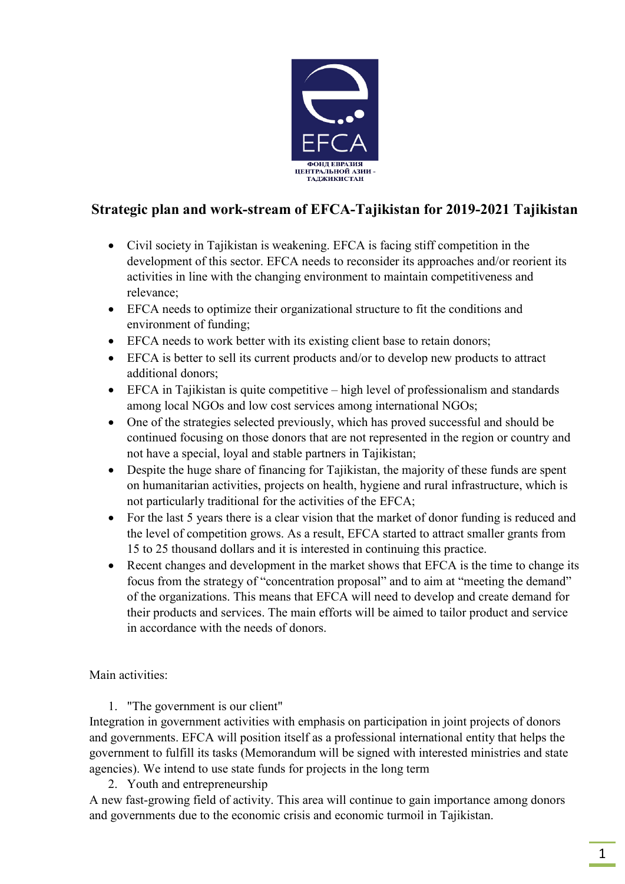ФОНД ЕВРАЗИЯ ЦЕНТРАЛЬНОЙ АЗИИ - ТАДЖИКИСТАН

## Strategic plan and work-stream of EFCA-Tajikistan for 2019-2021 Tajikistan

- Civil society in Tajikistan is weakening. EFCA is facing stiff competition in the development of this sector. EFCA needs to reconsider its approaches and/or reorient its activities in line with the changing environment to maintain competitiveness and relevance;
- EFCA needs to optimize their organizational structure to fit the conditions and environment of funding;
- EFCA needs to work better with its existing client base to retain donors;
- EFCA is better to sell its current products and/or to develop new products to attract additional donors;
- EFCA in Tajikistan is quite competitive – high level of professionalism and standards among local NGOs and low cost services among international NGOs;
- One of the strategies selected previously, which has proved successful and should be continued focusing on those donors that are not represented in the region or country and not have a special, loyal and stable partners in Tajikistan;
- Despite the huge share of financing for Tajikistan, the majority of these funds are spent on humanitarian activities, projects on health, hygiene and rural infrastructure, which is not particularly traditional for the activities of the EFCA;
- For the last 5 years there is a clear vision that the market of donor funding is reduced and the level of competition grows. As a result, EFCA started to attract smaller grants from 15 to 25 thousand dollars and it is interested in continuing this practice.
- Recent changes and development in the market shows that EFCA is the time to change its focus from the strategy of "concentration proposal" and to aim at "meeting the demand" of the organizations. This means that EFCA will need to develop and create demand for their products and services. The main efforts will be aimed to tailor product and service in accordance with the needs of donors.

Main activities:

1. "The government is our client"

Integration in government activities with emphasis on participation in joint projects of donors and governments. EFCA will position itself as a professional international entity that helps the government to fulfill its tasks (Memorandum will be signed with interested ministries and state agencies). We intend to use state funds for projects in the long term

2. Youth and entrepreneurship

A new fast-growing field of activity. This area will continue to gain importance among donors and governments due to the economic crisis and economic turmoil in Tajikistan.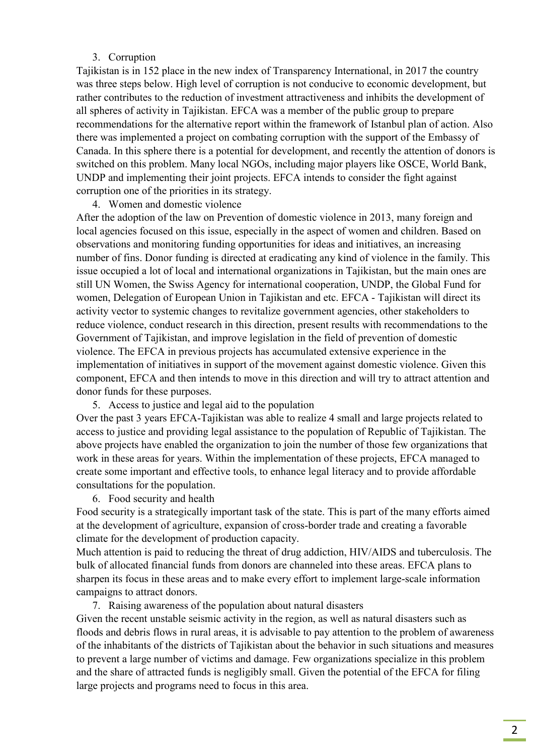3. Corruption

Tajikistan is in 152 place in the new index of Transparency International, in 2017 the country was three steps below. High level of corruption is not conducive to economic development, but rather contributes to the reduction of investment attractiveness and inhibits the development of all spheres of activity in Tajikistan. EFCA was a member of the public group to prepare recommendations for the alternative report within the framework of Istanbul plan of action. Also there was implemented a project on combating corruption with the support of the Embassy of Canada. In this sphere there is a potential for development, and recently the attention of donors is switched on this problem. Many local NGOs, including major players like OSCE, World Bank, UNDP and implementing their joint projects. EFCA intends to consider the fight against corruption one of the priorities in its strategy.

4. Women and domestic violence

After the adoption of the law on Prevention of domestic violence in 2013, many foreign and local agencies focused on this issue, especially in the aspect of women and children. Based on observations and monitoring funding opportunities for ideas and initiatives, an increasing number of fins. Donor funding is directed at eradicating any kind of violence in the family. This issue occupied a lot of local and international organizations in Tajikistan, but the main ones are still UN Women, the Swiss Agency for international cooperation, UNDP, the Global Fund for women, Delegation of European Union in Tajikistan and etc. EFCA - Tajikistan will direct its activity vector to systemic changes to revitalize government agencies, other stakeholders to reduce violence, conduct research in this direction, present results with recommendations to the Government of Tajikistan, and improve legislation in the field of prevention of domestic violence. The EFCA in previous projects has accumulated extensive experience in the implementation of initiatives in support of the movement against domestic violence. Given this component, EFCA and then intends to move in this direction and will try to attract attention and donor funds for these purposes.

5. Access to justice and legal aid to the population

Over the past 3 years EFCA-Tajikistan was able to realize 4 small and large projects related to access to justice and providing legal assistance to the population of Republic of Tajikistan. The above projects have enabled the organization to join the number of those few organizations that work in these areas for years. Within the implementation of these projects, EFCA managed to create some important and effective tools, to enhance legal literacy and to provide affordable consultations for the population.

6. Food security and health

Food security is a strategically important task of the state. This is part of the many efforts aimed at the development of agriculture, expansion of cross-border trade and creating a favorable climate for the development of production capacity.

Much attention is paid to reducing the threat of drug addiction, HIV/AIDS and tuberculosis. The bulk of allocated financial funds from donors are channeled into these areas. EFCA plans to sharpen its focus in these areas and to make every effort to implement large-scale information campaigns to attract donors.

7. Raising awareness of the population about natural disasters

Given the recent unstable seismic activity in the region, as well as natural disasters such as floods and debris flows in rural areas, it is advisable to pay attention to the problem of awareness of the inhabitants of the districts of Tajikistan about the behavior in such situations and measures to prevent a large number of victims and damage. Few organizations specialize in this problem and the share of attracted funds is negligibly small. Given the potential of the EFCA for filing large projects and programs need to focus in this area.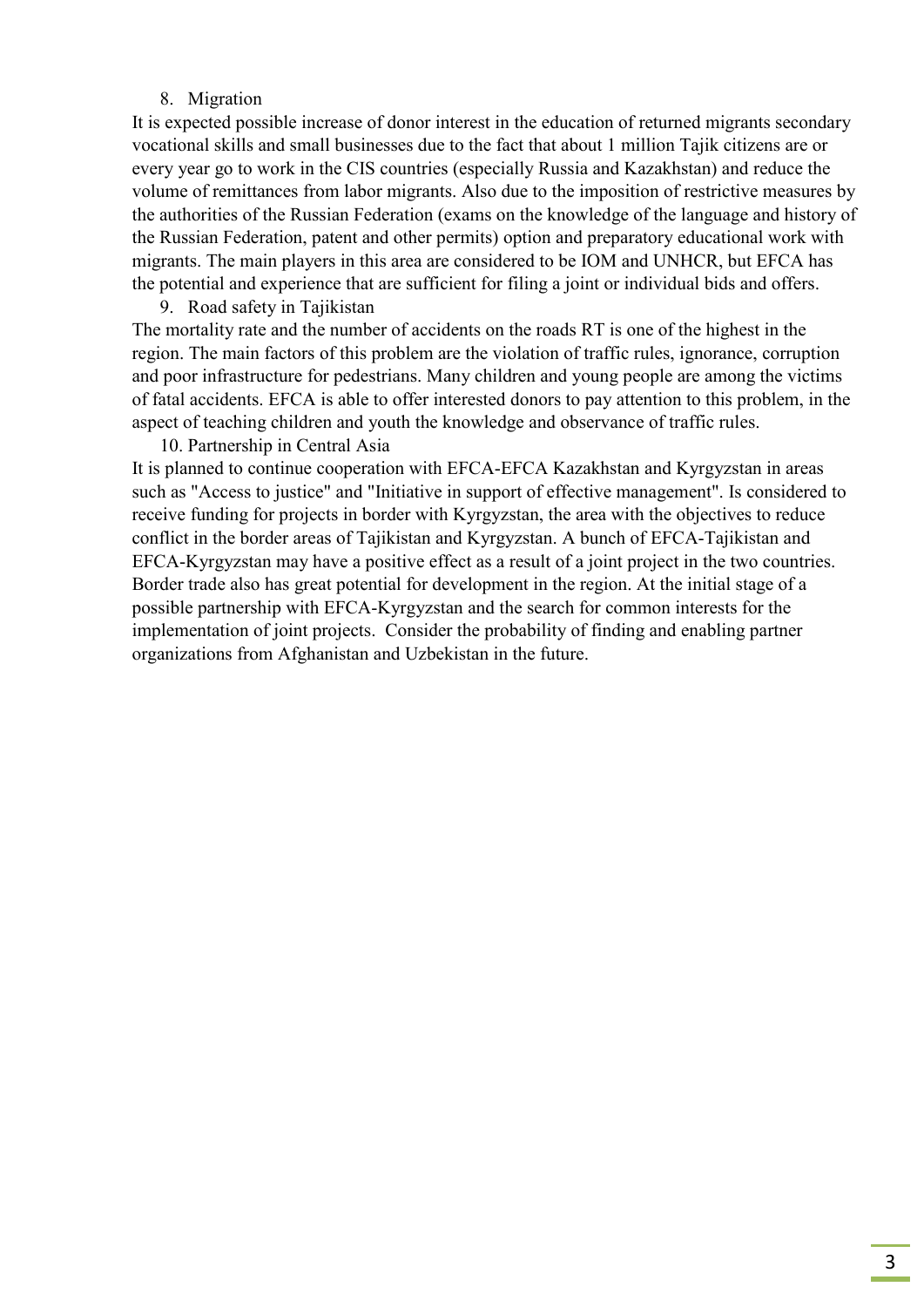8. Migration

It is expected possible increase of donor interest in the education of returned migrants secondary vocational skills and small businesses due to the fact that about 1 million Tajik citizens are or every year go to work in the CIS countries (especially Russia and Kazakhstan) and reduce the volume of remittances from labor migrants. Also due to the imposition of restrictive measures by the authorities of the Russian Federation (exams on the knowledge of the language and history of the Russian Federation, patent and other permits) option and preparatory educational work with migrants. The main players in this area are considered to be IOM and UNHCR, but EFCA has the potential and experience that are sufficient for filing a joint or individual bids and offers.

9. Road safety in Tajikistan

The mortality rate and the number of accidents on the roads RT is one of the highest in the region. The main factors of this problem are the violation of traffic rules, ignorance, corruption and poor infrastructure for pedestrians. Many children and young people are among the victims of fatal accidents. EFCA is able to offer interested donors to pay attention to this problem, in the aspect of teaching children and youth the knowledge and observance of traffic rules.

10. Partnership in Central Asia

It is planned to continue cooperation with EFCA-EFCA Kazakhstan and Kyrgyzstan in areas such as "Access to justice" and "Initiative in support of effective management". Is considered to receive funding for projects in border with Kyrgyzstan, the area with the objectives to reduce conflict in the border areas of Tajikistan and Kyrgyzstan. A bunch of EFCA-Tajikistan and EFCA-Kyrgyzstan may have a positive effect as a result of a joint project in the two countries. Border trade also has great potential for development in the region. At the initial stage of a possible partnership with EFCA-Kyrgyzstan and the search for common interests for the implementation of joint projects. Consider the probability of finding and enabling partner organizations from Afghanistan and Uzbekistan in the future.